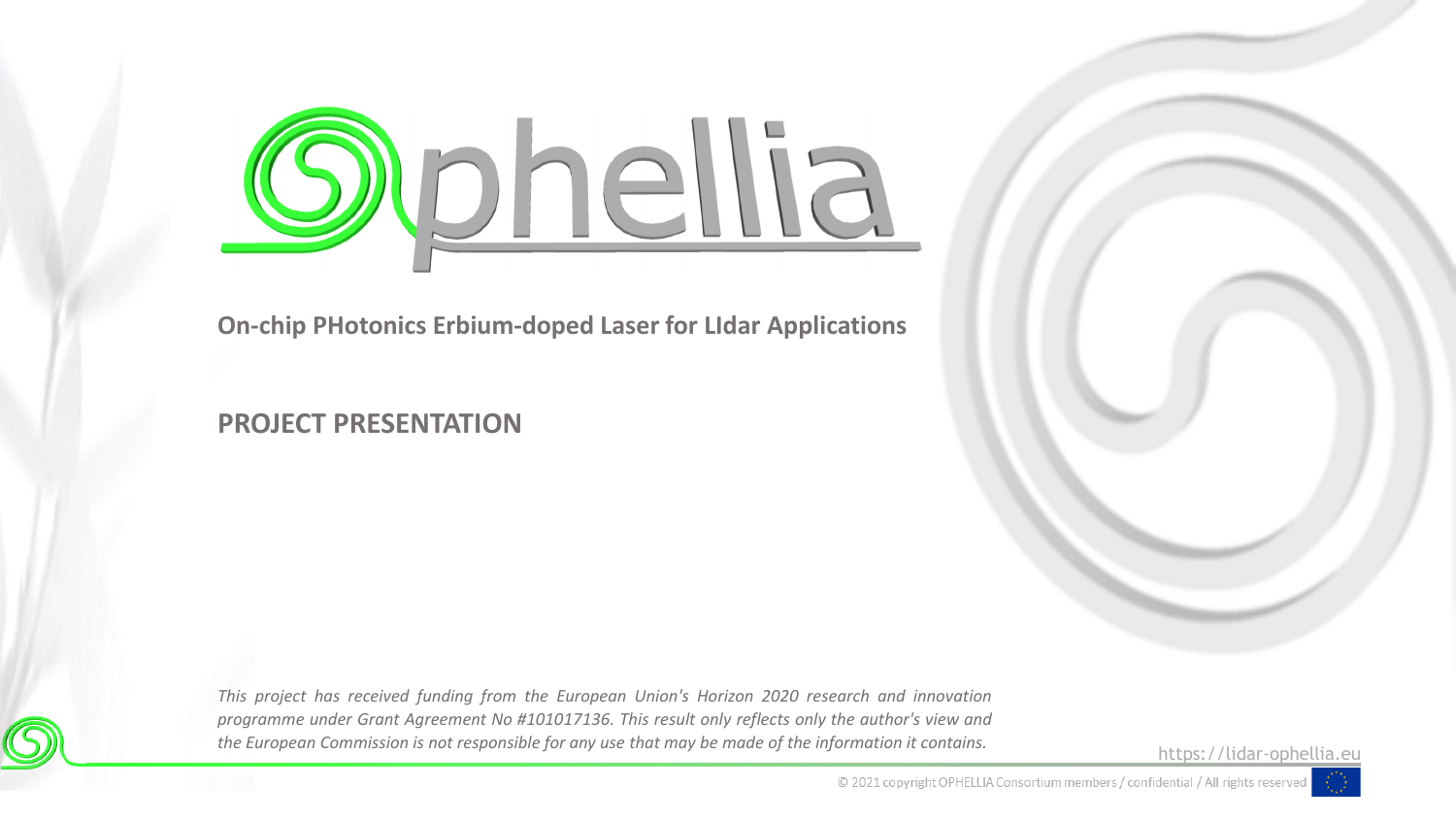# Ophellia

**On-chip PHotonics Erbium-doped Laser for LIdar Applications**

## PROJECT PRESENTATION

*This project has received funding from the European Union's Horizon 2020 research and innovation programme under Grant Agreement No #101017136. This result only reflects only the author's view and the European Commission is not responsible for any use that may be made of the information it contains.*

https://lidar-ophellia.eu

© 2021 copyright OPHELLIA Consortium members / confidential / All rights reserved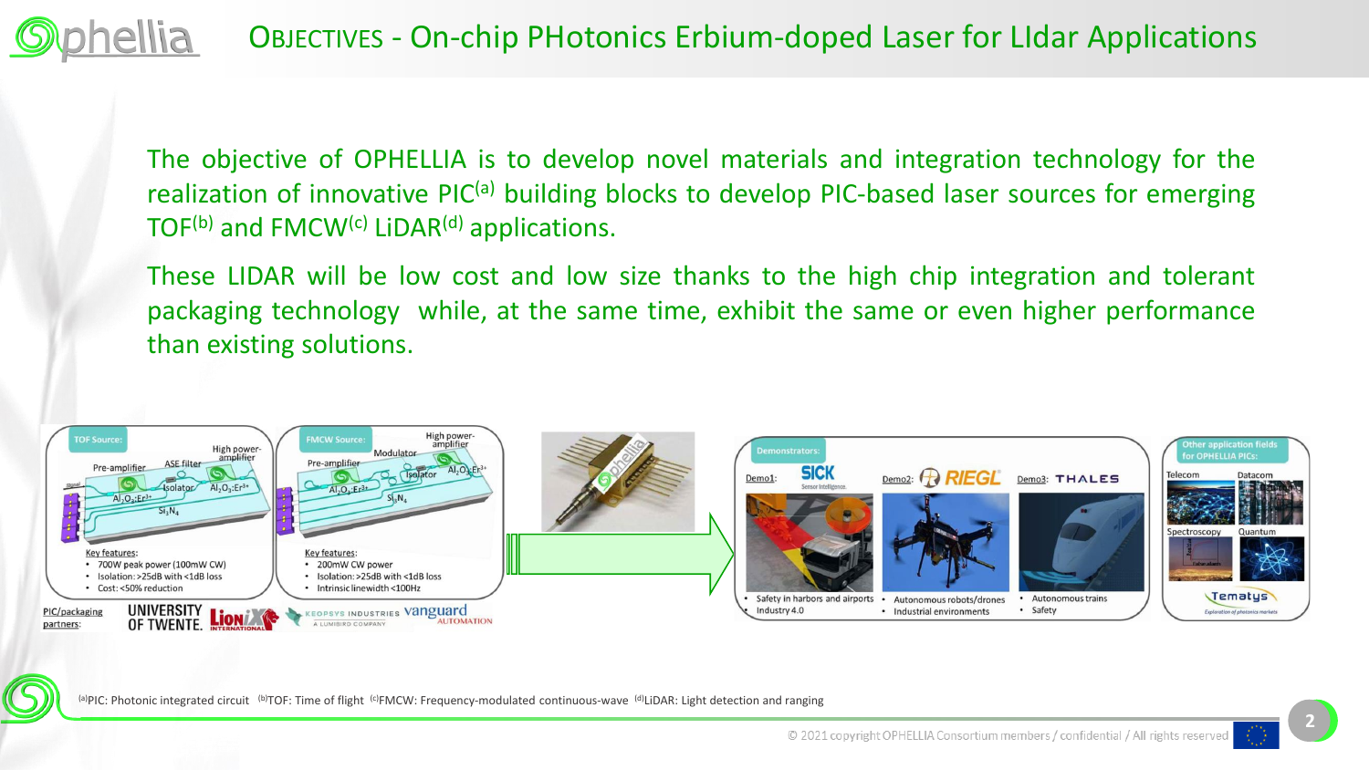# OBJECTIVES - On-chip PHotonics Erbium-doped Laser for LIdar Applications

The objective of OPHELLIA is to develop novel materials and integration technology for the realization of innovative PIC[a] building blocks to develop PIC-based laser sources for emerging TOF[b] and FMCW[c] LiDAR[d] applications.

These LIDAR will be low cost and low size thanks to the high chip integration and tolerant packaging technology while, at the same time, exhibit the same or even higher performance than existing solutions.

**TOF Source:** Pre-amplifier, ASE filter, High power-amplifier, Isolator, $Al_2O_3:Er^{3+}$, $Si_3N_4$

Key features:
- 700W peak power (100mW CW)
- Isolation: >25dB with <1dB loss
- Cost: <50% reduction

**FMCW Source:** Pre-amplifier, Modulator, High power-amplifier, Isolator, $Al_2O_3:Er^{3+}$, $Si_3N_4$

Key features:
- 200mW CW power
- Isolation: >25dB with <1dB loss
- Intrinsic linewidth <100Hz

PIC/packaging partners: University of Twente, LioniX International, Keopsys Industries, Vanguard Automation

**Demonstrators:**

Demo1: SICK
- Safety in harbors and airports
- Industry 4.0

Demo2: RIEGL
- Autonomous robots/drones
- Industrial environments

Demo3: THALES
- Autonomous trains
- Safety

**Other application fields for OPHELLIA PICs:** Telecom, Datacom, Spectroscopy, Quantum (Tematys)

[a]PIC: Photonic integrated circuit [b]TOF: Time of flight [c]FMCW: Frequency-modulated continuous-wave [d]LiDAR: Light detection and ranging

© 2021 copyright OPHELLIA Consortium members / confidential / All rights reserved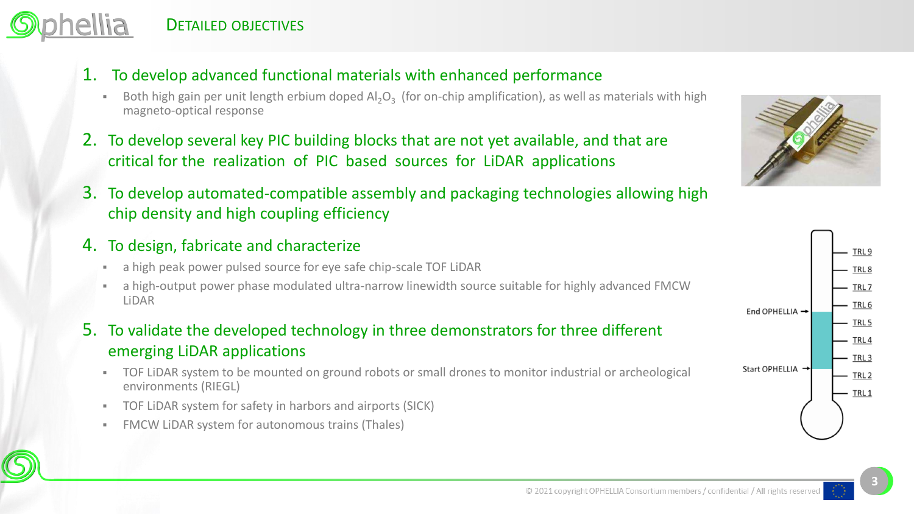# Detailed objectives

1. To develop advanced functional materials with enhanced performance
   - Both high gain per unit length erbium doped $Al_2O_3$ (for on-chip amplification), as well as materials with high magneto-optical response
2. To develop several key PIC building blocks that are not yet available, and that are critical for the realization of PIC based sources for LiDAR applications
3. To develop automated-compatible assembly and packaging technologies allowing high chip density and high coupling efficiency
4. To design, fabricate and characterize
   - a high peak power pulsed source for eye safe chip-scale TOF LiDAR
   - a high-output power phase modulated ultra-narrow linewidth source suitable for highly advanced FMCW LiDAR
5. To validate the developed technology in three demonstrators for three different emerging LiDAR applications
   - TOF LiDAR system to be mounted on ground robots or small drones to monitor industrial or archeological environments (RIEGL)
   - TOF LiDAR system for safety in harbors and airports (SICK)
   - FMCW LiDAR system for autonomous trains (Thales)

TRL 9
TRL 8
TRL 7
TRL 6
End OPHELLIA →
TRL 5
TRL 4
TRL 3
Start OPHELLIA →
TRL 2
TRL 1

© 2021 copyright OPHELLIA Consortium members / confidential / All rights reserved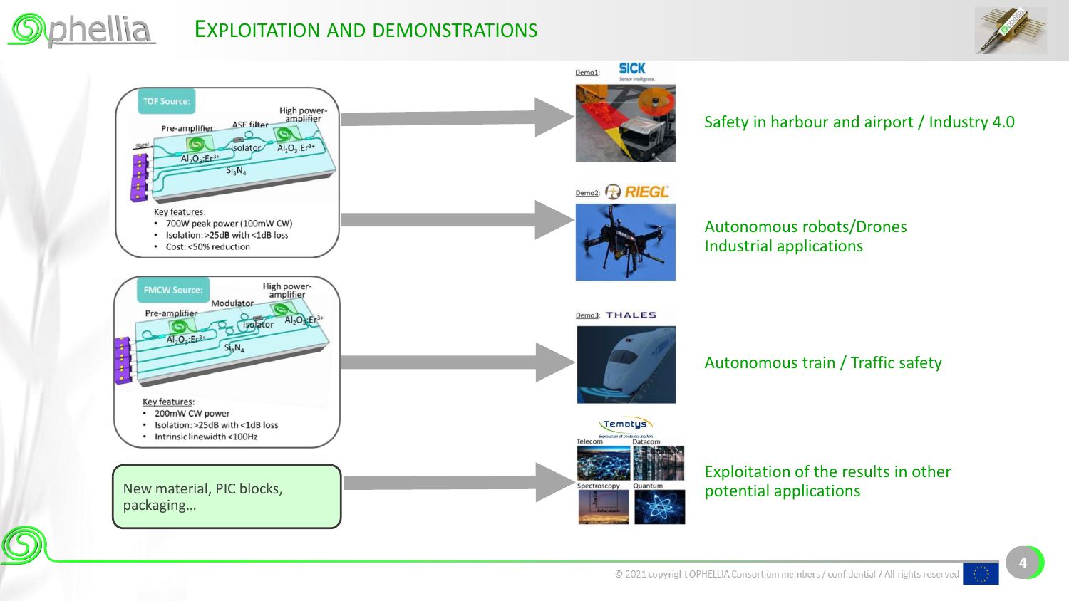# Exploitation and Demonstrations

**TOF Source:**

Pre-amplifier, ASE filter, Isolator, High power-amplifier, $Al_2O_3:Er^{3+}$, $Si_3N_4$

Key features:

- 700W peak power (100mW CW)
- Isolation: >25dB with <1dB loss
- Cost: <50% reduction

**FMCW Source:**

Pre-amplifier, Modulator, Isolator, High power-amplifier, $Al_2O_3:Er^{3+}$, $Si_3N_4$

Key features:

- 200mW CW power
- Isolation: >25dB with <1dB loss
- Intrinsic linewidth <100Hz

New material, PIC blocks, packaging…

Demo1: SICK — Safety in harbour and airport / Industry 4.0

Demo2: RIEGL — Autonomous robots/Drones Industrial applications

Demo3: THALES — Autonomous train / Traffic safety

Tematys — Telecom, Datacom, Spectroscopy, Quantum — Exploitation of the results in other potential applications

© 2021 copyright OPHELLIA Consortium members / confidential / All rights reserved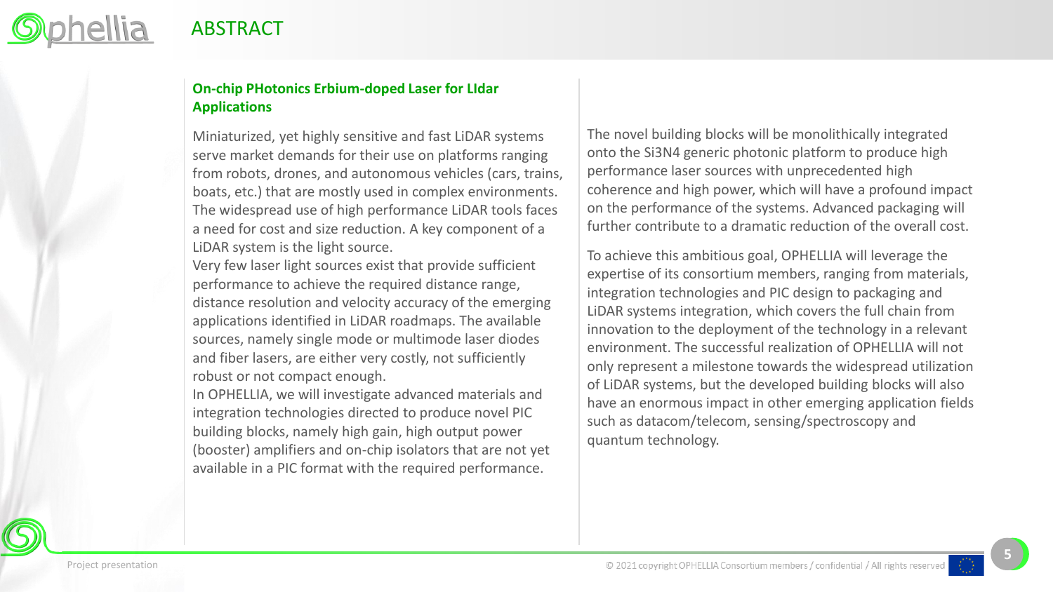# ABSTRACT

## On-chip PHotonics Erbium-doped Laser for LIdar Applications

Miniaturized, yet highly sensitive and fast LiDAR systems serve market demands for their use on platforms ranging from robots, drones, and autonomous vehicles (cars, trains, boats, etc.) that are mostly used in complex environments. The widespread use of high performance LiDAR tools faces a need for cost and size reduction. A key component of a LiDAR system is the light source.

Very few laser light sources exist that provide sufficient performance to achieve the required distance range, distance resolution and velocity accuracy of the emerging applications identified in LiDAR roadmaps. The available sources, namely single mode or multimode laser diodes and fiber lasers, are either very costly, not sufficiently robust or not compact enough.

In OPHELLIA, we will investigate advanced materials and integration technologies directed to produce novel PIC building blocks, namely high gain, high output power (booster) amplifiers and on-chip isolators that are not yet available in a PIC format with the required performance.

The novel building blocks will be monolithically integrated onto the $Si_3N_4$ generic photonic platform to produce high performance laser sources with unprecedented high coherence and high power, which will have a profound impact on the performance of the systems. Advanced packaging will further contribute to a dramatic reduction of the overall cost.

To achieve this ambitious goal, OPHELLIA will leverage the expertise of its consortium members, ranging from materials, integration technologies and PIC design to packaging and LiDAR systems integration, which covers the full chain from innovation to the deployment of the technology in a relevant environment. The successful realization of OPHELLIA will not only represent a milestone towards the widespread utilization of LiDAR systems, but the developed building blocks will also have an enormous impact in other emerging application fields such as datacom/telecom, sensing/spectroscopy and quantum technology.